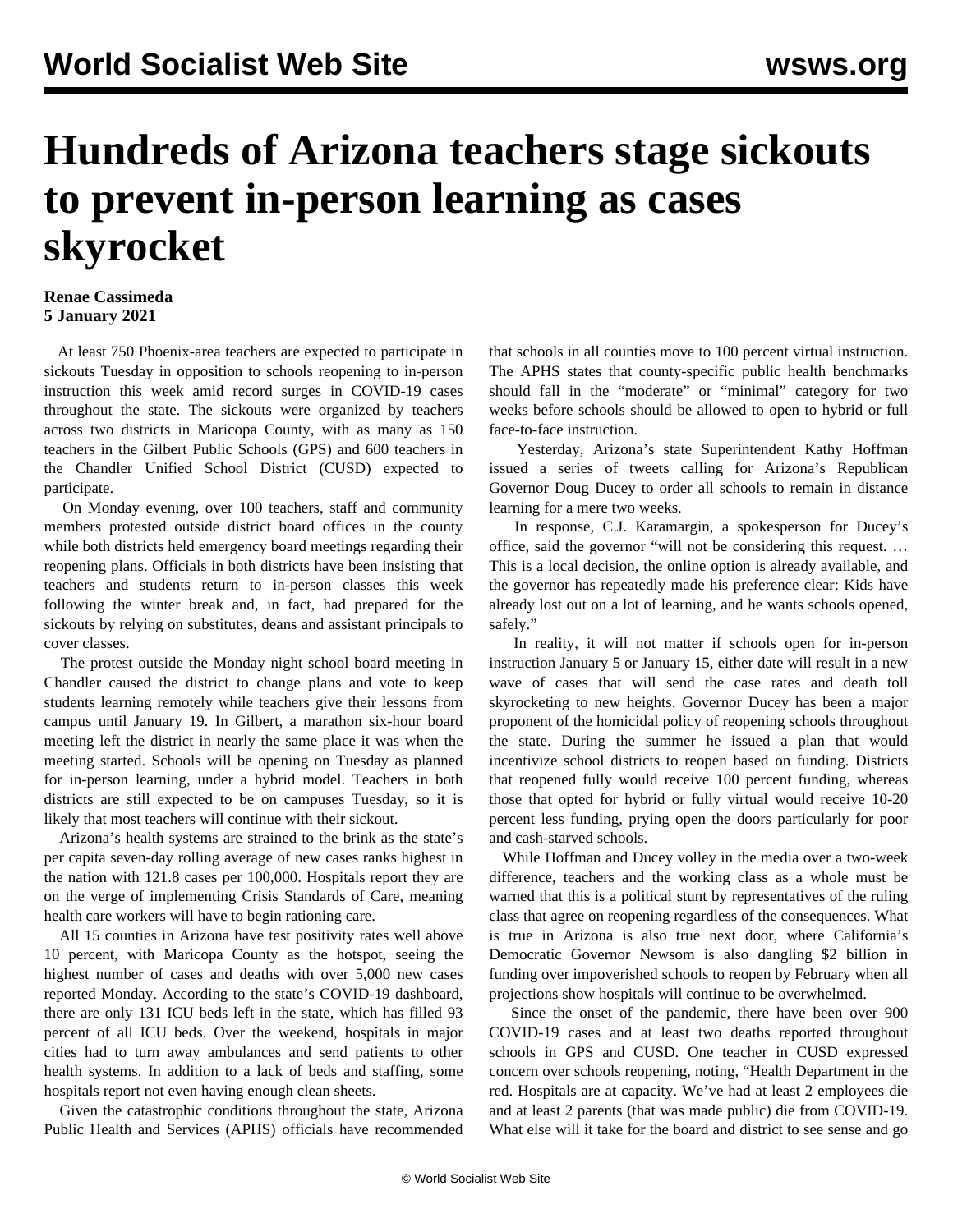# Hundreds of Arizona teachers stage sickouts to prevent in-person learning as cases skyrocket

**Renae Cassimeda**
**5 January 2021**

At least 750 Phoenix-area teachers are expected to participate in sickouts Tuesday in opposition to schools reopening to in-person instruction this week amid record surges in COVID-19 cases throughout the state. The sickouts were organized by teachers across two districts in Maricopa County, with as many as 150 teachers in the Gilbert Public Schools (GPS) and 600 teachers in the Chandler Unified School District (CUSD) expected to participate.

On Monday evening, over 100 teachers, staff and community members protested outside district board offices in the county while both districts held emergency board meetings regarding their reopening plans. Officials in both districts have been insisting that teachers and students return to in-person classes this week following the winter break and, in fact, had prepared for the sickouts by relying on substitutes, deans and assistant principals to cover classes.

The protest outside the Monday night school board meeting in Chandler caused the district to change plans and vote to keep students learning remotely while teachers give their lessons from campus until January 19. In Gilbert, a marathon six-hour board meeting left the district in nearly the same place it was when the meeting started. Schools will be opening on Tuesday as planned for in-person learning, under a hybrid model. Teachers in both districts are still expected to be on campuses Tuesday, so it is likely that most teachers will continue with their sickout.

Arizona's health systems are strained to the brink as the state's per capita seven-day rolling average of new cases ranks highest in the nation with 121.8 cases per 100,000. Hospitals report they are on the verge of implementing Crisis Standards of Care, meaning health care workers will have to begin rationing care.

All 15 counties in Arizona have test positivity rates well above 10 percent, with Maricopa County as the hotspot, seeing the highest number of cases and deaths with over 5,000 new cases reported Monday. According to the state's COVID-19 dashboard, there are only 131 ICU beds left in the state, which has filled 93 percent of all ICU beds. Over the weekend, hospitals in major cities had to turn away ambulances and send patients to other health systems. In addition to a lack of beds and staffing, some hospitals report not even having enough clean sheets.

Given the catastrophic conditions throughout the state, Arizona Public Health and Services (APHS) officials have recommended that schools in all counties move to 100 percent virtual instruction. The APHS states that county-specific public health benchmarks should fall in the "moderate" or "minimal" category for two weeks before schools should be allowed to open to hybrid or full face-to-face instruction.

Yesterday, Arizona's state Superintendent Kathy Hoffman issued a series of tweets calling for Arizona's Republican Governor Doug Ducey to order all schools to remain in distance learning for a mere two weeks.

In response, C.J. Karamargin, a spokesperson for Ducey's office, said the governor "will not be considering this request. … This is a local decision, the online option is already available, and the governor has repeatedly made his preference clear: Kids have already lost out on a lot of learning, and he wants schools opened, safely."

In reality, it will not matter if schools open for in-person instruction January 5 or January 15, either date will result in a new wave of cases that will send the case rates and death toll skyrocketing to new heights. Governor Ducey has been a major proponent of the homicidal policy of reopening schools throughout the state. During the summer he issued a plan that would incentivize school districts to reopen based on funding. Districts that reopened fully would receive 100 percent funding, whereas those that opted for hybrid or fully virtual would receive 10-20 percent less funding, prying open the doors particularly for poor and cash-starved schools.

While Hoffman and Ducey volley in the media over a two-week difference, teachers and the working class as a whole must be warned that this is a political stunt by representatives of the ruling class that agree on reopening regardless of the consequences. What is true in Arizona is also true next door, where California's Democratic Governor Newsom is also dangling $2 billion in funding over impoverished schools to reopen by February when all projections show hospitals will continue to be overwhelmed.

Since the onset of the pandemic, there have been over 900 COVID-19 cases and at least two deaths reported throughout schools in GPS and CUSD. One teacher in CUSD expressed concern over schools reopening, noting, "Health Department in the red. Hospitals are at capacity. We've had at least 2 employees die and at least 2 parents (that was made public) die from COVID-19. What else will it take for the board and district to see sense and go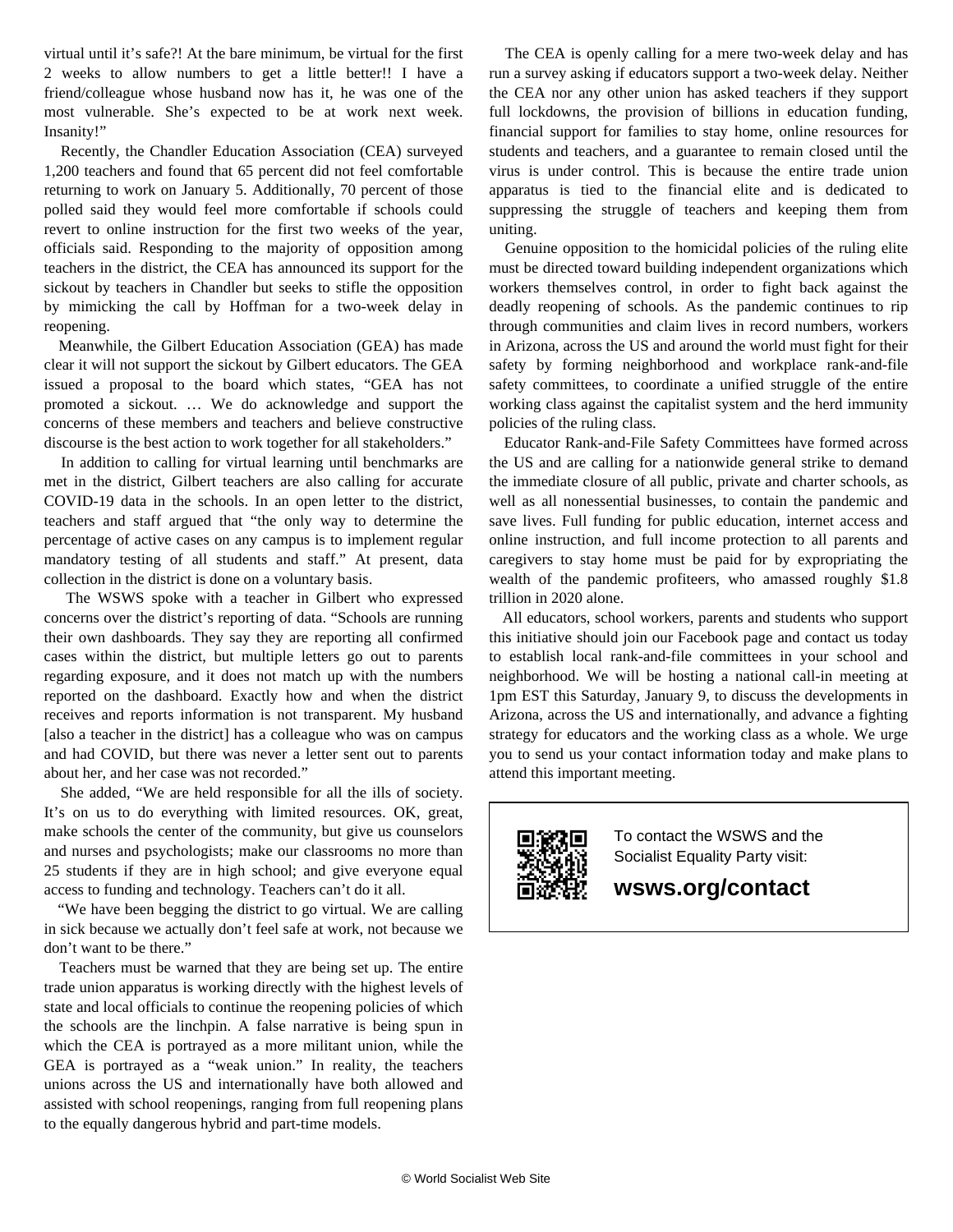virtual until it's safe?! At the bare minimum, be virtual for the first 2 weeks to allow numbers to get a little better!! I have a friend/colleague whose husband now has it, he was one of the most vulnerable. She's expected to be at work next week. Insanity!"

Recently, the Chandler Education Association (CEA) surveyed 1,200 teachers and found that 65 percent did not feel comfortable returning to work on January 5. Additionally, 70 percent of those polled said they would feel more comfortable if schools could revert to online instruction for the first two weeks of the year, officials said. Responding to the majority of opposition among teachers in the district, the CEA has announced its support for the sickout by teachers in Chandler but seeks to stifle the opposition by mimicking the call by Hoffman for a two-week delay in reopening.

Meanwhile, the Gilbert Education Association (GEA) has made clear it will not support the sickout by Gilbert educators. The GEA issued a proposal to the board which states, "GEA has not promoted a sickout. … We do acknowledge and support the concerns of these members and teachers and believe constructive discourse is the best action to work together for all stakeholders."

In addition to calling for virtual learning until benchmarks are met in the district, Gilbert teachers are also calling for accurate COVID-19 data in the schools. In an open letter to the district, teachers and staff argued that "the only way to determine the percentage of active cases on any campus is to implement regular mandatory testing of all students and staff." At present, data collection in the district is done on a voluntary basis.

The WSWS spoke with a teacher in Gilbert who expressed concerns over the district's reporting of data. "Schools are running their own dashboards. They say they are reporting all confirmed cases within the district, but multiple letters go out to parents regarding exposure, and it does not match up with the numbers reported on the dashboard. Exactly how and when the district receives and reports information is not transparent. My husband [also a teacher in the district] has a colleague who was on campus and had COVID, but there was never a letter sent out to parents about her, and her case was not recorded."

She added, "We are held responsible for all the ills of society. It's on us to do everything with limited resources. OK, great, make schools the center of the community, but give us counselors and nurses and psychologists; make our classrooms no more than 25 students if they are in high school; and give everyone equal access to funding and technology. Teachers can't do it all.

"We have been begging the district to go virtual. We are calling in sick because we actually don't feel safe at work, not because we don't want to be there."

Teachers must be warned that they are being set up. The entire trade union apparatus is working directly with the highest levels of state and local officials to continue the reopening policies of which the schools are the linchpin. A false narrative is being spun in which the CEA is portrayed as a more militant union, while the GEA is portrayed as a "weak union." In reality, the teachers unions across the US and internationally have both allowed and assisted with school reopenings, ranging from full reopening plans to the equally dangerous hybrid and part-time models.

The CEA is openly calling for a mere two-week delay and has run a survey asking if educators support a two-week delay. Neither the CEA nor any other union has asked teachers if they support full lockdowns, the provision of billions in education funding, financial support for families to stay home, online resources for students and teachers, and a guarantee to remain closed until the virus is under control. This is because the entire trade union apparatus is tied to the financial elite and is dedicated to suppressing the struggle of teachers and keeping them from uniting.

Genuine opposition to the homicidal policies of the ruling elite must be directed toward building independent organizations which workers themselves control, in order to fight back against the deadly reopening of schools. As the pandemic continues to rip through communities and claim lives in record numbers, workers in Arizona, across the US and around the world must fight for their safety by forming neighborhood and workplace rank-and-file safety committees, to coordinate a unified struggle of the entire working class against the capitalist system and the herd immunity policies of the ruling class.

Educator Rank-and-File Safety Committees have formed across the US and are calling for a nationwide general strike to demand the immediate closure of all public, private and charter schools, as well as all nonessential businesses, to contain the pandemic and save lives. Full funding for public education, internet access and online instruction, and full income protection to all parents and caregivers to stay home must be paid for by expropriating the wealth of the pandemic profiteers, who amassed roughly $1.8 trillion in 2020 alone.

All educators, school workers, parents and students who support this initiative should join our Facebook page and contact us today to establish local rank-and-file committees in your school and neighborhood. We will be hosting a national call-in meeting at 1pm EST this Saturday, January 9, to discuss the developments in Arizona, across the US and internationally, and advance a fighting strategy for educators and the working class as a whole. We urge you to send us your contact information today and make plans to attend this important meeting.

To contact the WSWS and the Socialist Equality Party visit:

**wsws.org/contact**